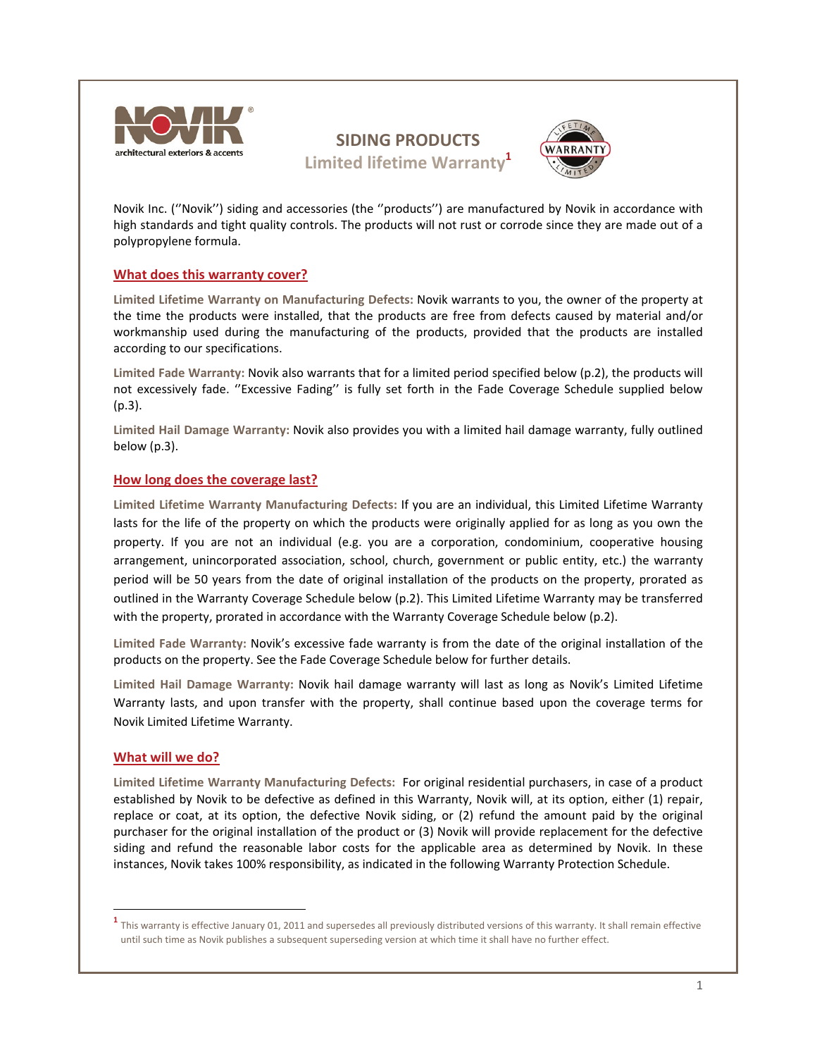# SIDING PRODUCTS

## Limited lifetime Warranty[1]

Novik Inc. (''Novik'') siding and accessories (the ''products'') are manufactured by Novik in accordance with high standards and tight quality controls. The products will not rust or corrode since they are made out of a polypropylene formula.

### What does this warranty cover?

**Limited Lifetime Warranty on Manufacturing Defects:** Novik warrants to you, the owner of the property at the time the products were installed, that the products are free from defects caused by material and/or workmanship used during the manufacturing of the products, provided that the products are installed according to our specifications.

**Limited Fade Warranty:** Novik also warrants that for a limited period specified below (p.2), the products will not excessively fade. ''Excessive Fading'' is fully set forth in the Fade Coverage Schedule supplied below (p.3).

**Limited Hail Damage Warranty:** Novik also provides you with a limited hail damage warranty, fully outlined below (p.3).

### How long does the coverage last?

**Limited Lifetime Warranty Manufacturing Defects:** If you are an individual, this Limited Lifetime Warranty lasts for the life of the property on which the products were originally applied for as long as you own the property. If you are not an individual (e.g. you are a corporation, condominium, cooperative housing arrangement, unincorporated association, school, church, government or public entity, etc.) the warranty period will be 50 years from the date of original installation of the products on the property, prorated as outlined in the Warranty Coverage Schedule below (p.2). This Limited Lifetime Warranty may be transferred with the property, prorated in accordance with the Warranty Coverage Schedule below (p.2).

**Limited Fade Warranty:** Novik's excessive fade warranty is from the date of the original installation of the products on the property. See the Fade Coverage Schedule below for further details.

**Limited Hail Damage Warranty:** Novik hail damage warranty will last as long as Novik's Limited Lifetime Warranty lasts, and upon transfer with the property, shall continue based upon the coverage terms for Novik Limited Lifetime Warranty.

### What will we do?

**Limited Lifetime Warranty Manufacturing Defects:** For original residential purchasers, in case of a product established by Novik to be defective as defined in this Warranty, Novik will, at its option, either (1) repair, replace or coat, at its option, the defective Novik siding, or (2) refund the amount paid by the original purchaser for the original installation of the product or (3) Novik will provide replacement for the defective siding and refund the reasonable labor costs for the applicable area as determined by Novik. In these instances, Novik takes 100% responsibility, as indicated in the following Warranty Protection Schedule.

---

[1] This warranty is effective January 01, 2011 and supersedes all previously distributed versions of this warranty. It shall remain effective until such time as Novik publishes a subsequent superseding version at which time it shall have no further effect.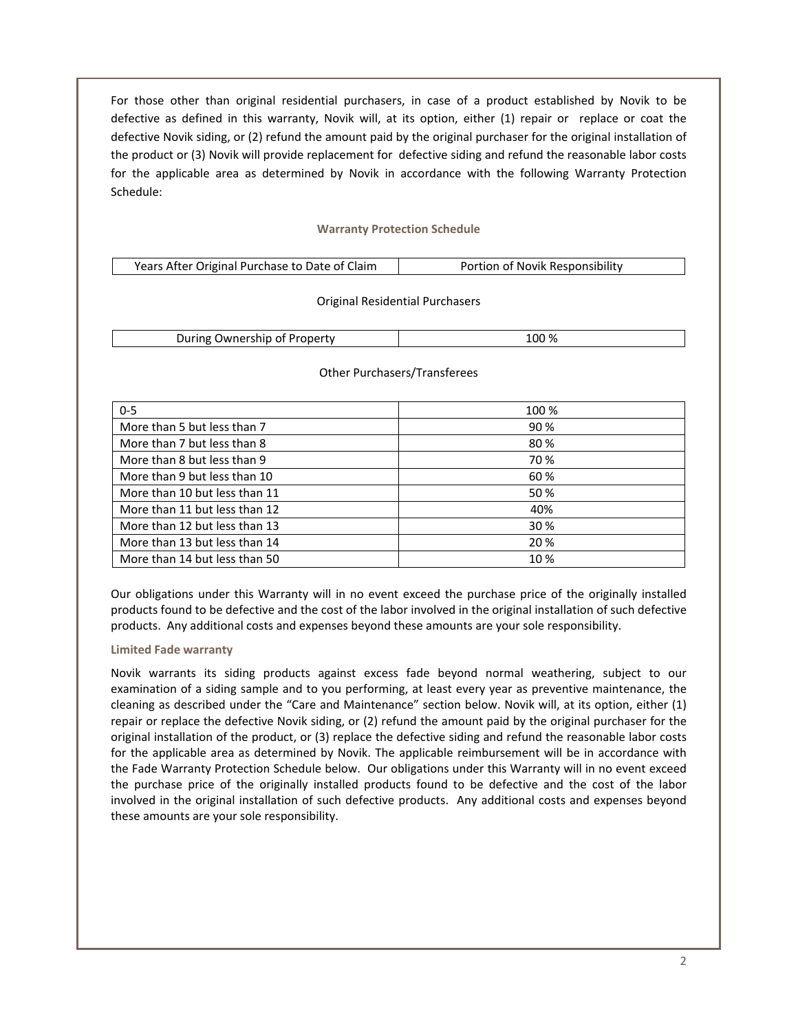For those other than original residential purchasers, in case of a product established by Novik to be defective as defined in this warranty, Novik will, at its option, either (1) repair or replace or coat the defective Novik siding, or (2) refund the amount paid by the original purchaser for the original installation of the product or (3) Novik will provide replacement for defective siding and refund the reasonable labor costs for the applicable area as determined by Novik in accordance with the following Warranty Protection Schedule:

### Warranty Protection Schedule

| Years After Original Purchase to Date of Claim | Portion of Novik Responsibility |
|---|---|
| **Original Residential Purchasers** | |
| During Ownership of Property | 100 % |
| **Other Purchasers/Transferees** | |
| 0-5 | 100 % |
| More than 5 but less than 7 | 90 % |
| More than 7 but less than 8 | 80 % |
| More than 8 but less than 9 | 70 % |
| More than 9 but less than 10 | 60 % |
| More than 10 but less than 11 | 50 % |
| More than 11 but less than 12 | 40% |
| More than 12 but less than 13 | 30 % |
| More than 13 but less than 14 | 20 % |
| More than 14 but less than 50 | 10 % |

Our obligations under this Warranty will in no event exceed the purchase price of the originally installed products found to be defective and the cost of the labor involved in the original installation of such defective products. Any additional costs and expenses beyond these amounts are your sole responsibility.

### Limited Fade warranty

Novik warrants its siding products against excess fade beyond normal weathering, subject to our examination of a siding sample and to you performing, at least every year as preventive maintenance, the cleaning as described under the "Care and Maintenance" section below. Novik will, at its option, either (1) repair or replace the defective Novik siding, or (2) refund the amount paid by the original purchaser for the original installation of the product, or (3) replace the defective siding and refund the reasonable labor costs for the applicable area as determined by Novik. The applicable reimbursement will be in accordance with the Fade Warranty Protection Schedule below. Our obligations under this Warranty will in no event exceed the purchase price of the originally installed products found to be defective and the cost of the labor involved in the original installation of such defective products. Any additional costs and expenses beyond these amounts are your sole responsibility.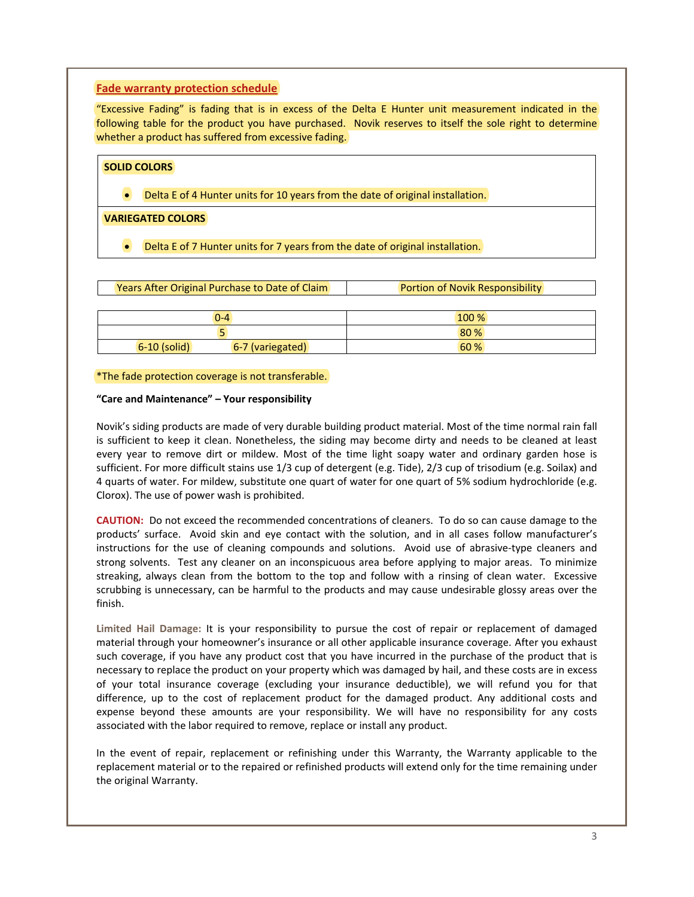## Fade warranty protection schedule

"Excessive Fading" is fading that is in excess of the Delta E Hunter unit measurement indicated in the following table for the product you have purchased. Novik reserves to itself the sole right to determine whether a product has suffered from excessive fading.

| SOLID COLORS |
|---|
| • Delta E of 4 Hunter units for 10 years from the date of original installation. |
| **VARIEGATED COLORS** |
| • Delta E of 7 Hunter units for 7 years from the date of original installation. |

| Years After Original Purchase to Date of Claim | | Portion of Novik Responsibility |
|---|---|---|
| 0-4 | | 100 % |
| 5 | | 80 % |
| 6-10 (solid) | 6-7 (variegated) | 60 % |

*The fade protection coverage is not transferable.

**"Care and Maintenance" – Your responsibility**

Novik's siding products are made of very durable building product material. Most of the time normal rain fall is sufficient to keep it clean. Nonetheless, the siding may become dirty and needs to be cleaned at least every year to remove dirt or mildew. Most of the time light soapy water and ordinary garden hose is sufficient. For more difficult stains use 1/3 cup of detergent (e.g. Tide), 2/3 cup of trisodium (e.g. Soilax) and 4 quarts of water. For mildew, substitute one quart of water for one quart of 5% sodium hydrochloride (e.g. Clorox). The use of power wash is prohibited.

**CAUTION:** Do not exceed the recommended concentrations of cleaners. To do so can cause damage to the products' surface. Avoid skin and eye contact with the solution, and in all cases follow manufacturer's instructions for the use of cleaning compounds and solutions. Avoid use of abrasive-type cleaners and strong solvents. Test any cleaner on an inconspicuous area before applying to major areas. To minimize streaking, always clean from the bottom to the top and follow with a rinsing of clean water. Excessive scrubbing is unnecessary, can be harmful to the products and may cause undesirable glossy areas over the finish.

**Limited Hail Damage:** It is your responsibility to pursue the cost of repair or replacement of damaged material through your homeowner's insurance or all other applicable insurance coverage. After you exhaust such coverage, if you have any product cost that you have incurred in the purchase of the product that is necessary to replace the product on your property which was damaged by hail, and these costs are in excess of your total insurance coverage (excluding your insurance deductible), we will refund you for that difference, up to the cost of replacement product for the damaged product. Any additional costs and expense beyond these amounts are your responsibility. We will have no responsibility for any costs associated with the labor required to remove, replace or install any product.

In the event of repair, replacement or refinishing under this Warranty, the Warranty applicable to the replacement material or to the repaired or refinished products will extend only for the time remaining under the original Warranty.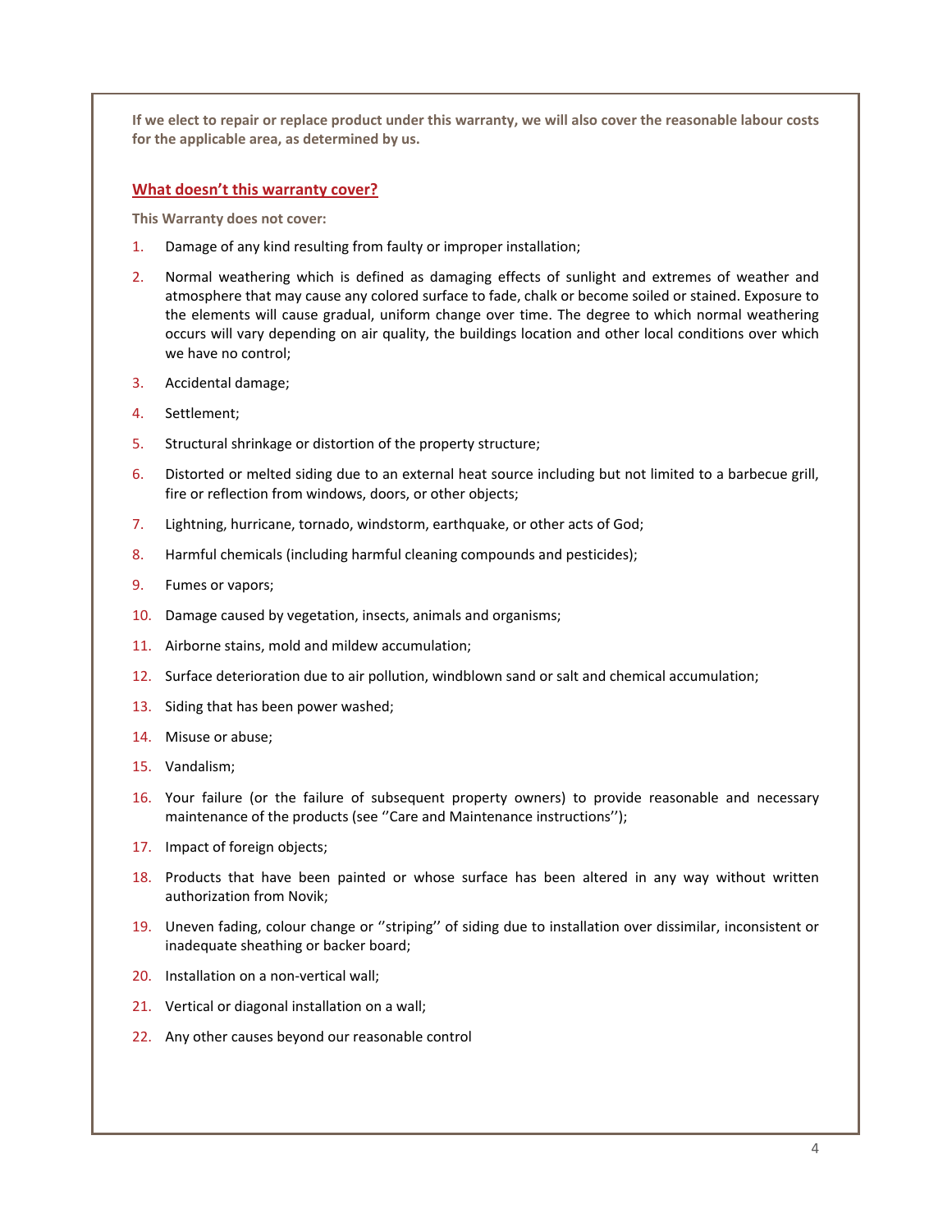**If we elect to repair or replace product under this warranty, we will also cover the reasonable labour costs for the applicable area, as determined by us.**

## What doesn't this warranty cover?

**This Warranty does not cover:**

1. Damage of any kind resulting from faulty or improper installation;
2. Normal weathering which is defined as damaging effects of sunlight and extremes of weather and atmosphere that may cause any colored surface to fade, chalk or become soiled or stained. Exposure to the elements will cause gradual, uniform change over time. The degree to which normal weathering occurs will vary depending on air quality, the buildings location and other local conditions over which we have no control;
3. Accidental damage;
4. Settlement;
5. Structural shrinkage or distortion of the property structure;
6. Distorted or melted siding due to an external heat source including but not limited to a barbecue grill, fire or reflection from windows, doors, or other objects;
7. Lightning, hurricane, tornado, windstorm, earthquake, or other acts of God;
8. Harmful chemicals (including harmful cleaning compounds and pesticides);
9. Fumes or vapors;
10. Damage caused by vegetation, insects, animals and organisms;
11. Airborne stains, mold and mildew accumulation;
12. Surface deterioration due to air pollution, windblown sand or salt and chemical accumulation;
13. Siding that has been power washed;
14. Misuse or abuse;
15. Vandalism;
16. Your failure (or the failure of subsequent property owners) to provide reasonable and necessary maintenance of the products (see ''Care and Maintenance instructions'');
17. Impact of foreign objects;
18. Products that have been painted or whose surface has been altered in any way without written authorization from Novik;
19. Uneven fading, colour change or ''striping'' of siding due to installation over dissimilar, inconsistent or inadequate sheathing or backer board;
20. Installation on a non-vertical wall;
21. Vertical or diagonal installation on a wall;
22. Any other causes beyond our reasonable control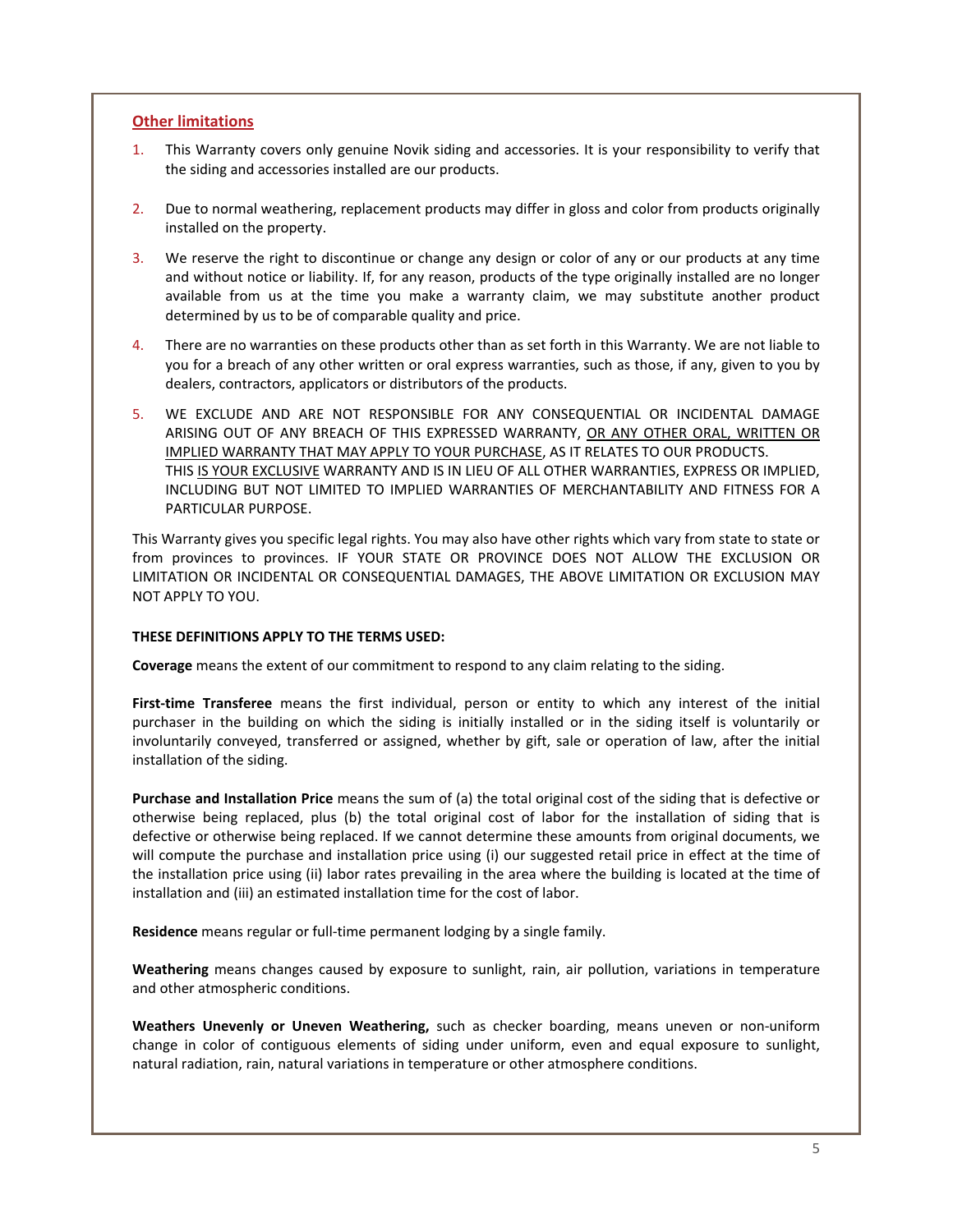## <u>Other limitations</u>

1. This Warranty covers only genuine Novik siding and accessories. It is your responsibility to verify that the siding and accessories installed are our products.

2. Due to normal weathering, replacement products may differ in gloss and color from products originally installed on the property.

3. We reserve the right to discontinue or change any design or color of any or our products at any time and without notice or liability. If, for any reason, products of the type originally installed are no longer available from us at the time you make a warranty claim, we may substitute another product determined by us to be of comparable quality and price.

4. There are no warranties on these products other than as set forth in this Warranty. We are not liable to you for a breach of any other written or oral express warranties, such as those, if any, given to you by dealers, contractors, applicators or distributors of the products.

5. WE EXCLUDE AND ARE NOT RESPONSIBLE FOR ANY CONSEQUENTIAL OR INCIDENTAL DAMAGE ARISING OUT OF ANY BREACH OF THIS EXPRESSED WARRANTY, <u>OR ANY OTHER ORAL, WRITTEN OR IMPLIED WARRANTY THAT MAY APPLY TO YOUR PURCHASE</u>, AS IT RELATES TO OUR PRODUCTS.
   THIS <u>IS YOUR EXCLUSIVE</u> WARRANTY AND IS IN LIEU OF ALL OTHER WARRANTIES, EXPRESS OR IMPLIED, INCLUDING BUT NOT LIMITED TO IMPLIED WARRANTIES OF MERCHANTABILITY AND FITNESS FOR A PARTICULAR PURPOSE.

This Warranty gives you specific legal rights. You may also have other rights which vary from state to state or from provinces to provinces. IF YOUR STATE OR PROVINCE DOES NOT ALLOW THE EXCLUSION OR LIMITATION OR INCIDENTAL OR CONSEQUENTIAL DAMAGES, THE ABOVE LIMITATION OR EXCLUSION MAY NOT APPLY TO YOU.

**THESE DEFINITIONS APPLY TO THE TERMS USED:**

**Coverage** means the extent of our commitment to respond to any claim relating to the siding.

**First-time Transferee** means the first individual, person or entity to which any interest of the initial purchaser in the building on which the siding is initially installed or in the siding itself is voluntarily or involuntarily conveyed, transferred or assigned, whether by gift, sale or operation of law, after the initial installation of the siding.

**Purchase and Installation Price** means the sum of (a) the total original cost of the siding that is defective or otherwise being replaced, plus (b) the total original cost of labor for the installation of siding that is defective or otherwise being replaced. If we cannot determine these amounts from original documents, we will compute the purchase and installation price using (i) our suggested retail price in effect at the time of the installation price using (ii) labor rates prevailing in the area where the building is located at the time of installation and (iii) an estimated installation time for the cost of labor.

**Residence** means regular or full-time permanent lodging by a single family.

**Weathering** means changes caused by exposure to sunlight, rain, air pollution, variations in temperature and other atmospheric conditions.

**Weathers Unevenly or Uneven Weathering,** such as checker boarding, means uneven or non-uniform change in color of contiguous elements of siding under uniform, even and equal exposure to sunlight, natural radiation, rain, natural variations in temperature or other atmosphere conditions.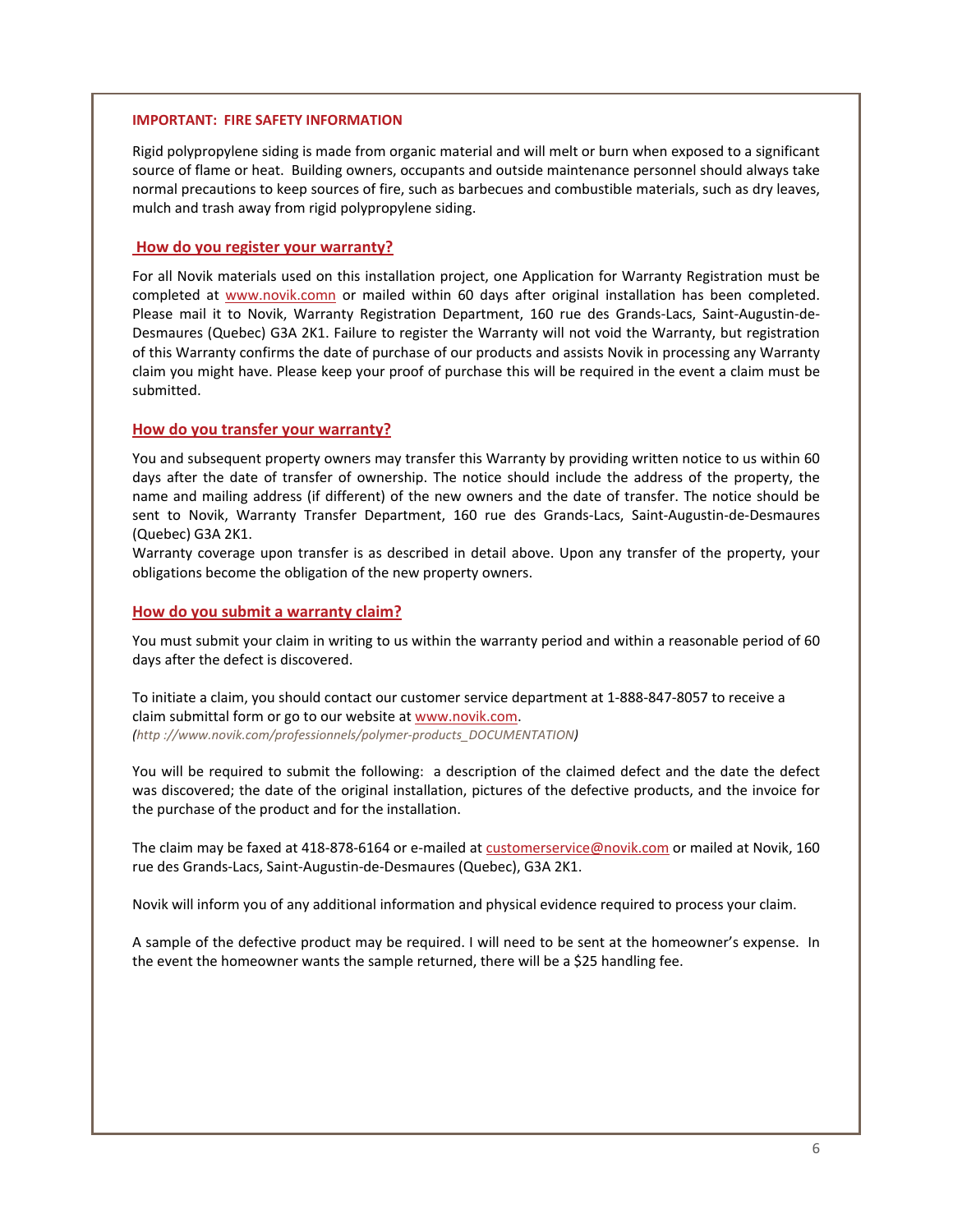**IMPORTANT: FIRE SAFETY INFORMATION**

Rigid polypropylene siding is made from organic material and will melt or burn when exposed to a significant source of flame or heat. Building owners, occupants and outside maintenance personnel should always take normal precautions to keep sources of fire, such as barbecues and combustible materials, such as dry leaves, mulch and trash away from rigid polypropylene siding.

## How do you register your warranty?

For all Novik materials used on this installation project, one Application for Warranty Registration must be completed at www.novik.comn or mailed within 60 days after original installation has been completed. Please mail it to Novik, Warranty Registration Department, 160 rue des Grands-Lacs, Saint-Augustin-de-Desmaures (Quebec) G3A 2K1. Failure to register the Warranty will not void the Warranty, but registration of this Warranty confirms the date of purchase of our products and assists Novik in processing any Warranty claim you might have. Please keep your proof of purchase this will be required in the event a claim must be submitted.

## How do you transfer your warranty?

You and subsequent property owners may transfer this Warranty by providing written notice to us within 60 days after the date of transfer of ownership. The notice should include the address of the property, the name and mailing address (if different) of the new owners and the date of transfer. The notice should be sent to Novik, Warranty Transfer Department, 160 rue des Grands-Lacs, Saint-Augustin-de-Desmaures (Quebec) G3A 2K1.
Warranty coverage upon transfer is as described in detail above. Upon any transfer of the property, your obligations become the obligation of the new property owners.

## How do you submit a warranty claim?

You must submit your claim in writing to us within the warranty period and within a reasonable period of 60 days after the defect is discovered.

To initiate a claim, you should contact our customer service department at 1-888-847-8057 to receive a claim submittal form or go to our website at www.novik.com.
*(http ://www.novik.com/professionnels/polymer-products_DOCUMENTATION)*

You will be required to submit the following: a description of the claimed defect and the date the defect was discovered; the date of the original installation, pictures of the defective products, and the invoice for the purchase of the product and for the installation.

The claim may be faxed at 418-878-6164 or e-mailed at customerservice@novik.com or mailed at Novik, 160 rue des Grands-Lacs, Saint-Augustin-de-Desmaures (Quebec), G3A 2K1.

Novik will inform you of any additional information and physical evidence required to process your claim.

A sample of the defective product may be required. I will need to be sent at the homeowner's expense. In the event the homeowner wants the sample returned, there will be a $25 handling fee.